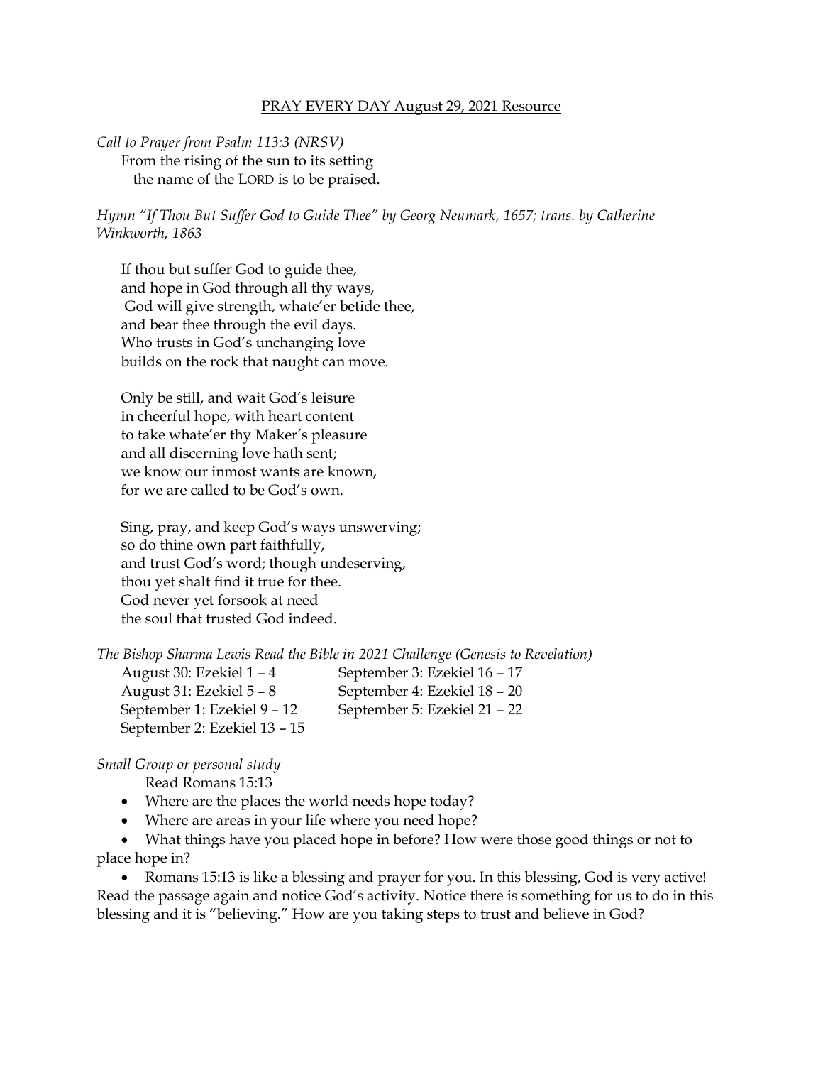# PRAY EVERY DAY August 29, 2021 Resource

*Call to Prayer from Psalm 113:3 (NRSV)*

From the rising of the sun to its setting
the name of the LORD is to be praised.

*Hymn "If Thou But Suffer God to Guide Thee" by Georg Neumark, 1657; trans. by Catherine Winkworth, 1863*

If thou but suffer God to guide thee,
and hope in God through all thy ways,
God will give strength, whate'er betide thee,
and bear thee through the evil days.
Who trusts in God's unchanging love
builds on the rock that naught can move.

Only be still, and wait God's leisure
in cheerful hope, with heart content
to take whate'er thy Maker's pleasure
and all discerning love hath sent;
we know our inmost wants are known,
for we are called to be God's own.

Sing, pray, and keep God's ways unswerving;
so do thine own part faithfully,
and trust God's word; though undeserving,
thou yet shalt find it true for thee.
God never yet forsook at need
the soul that trusted God indeed.

*The Bishop Sharma Lewis Read the Bible in 2021 Challenge (Genesis to Revelation)*

- August 30: Ezekiel 1 – 4
- August 31: Ezekiel 5 – 8
- September 1: Ezekiel 9 – 12
- September 2: Ezekiel 13 – 15
- September 3: Ezekiel 16 – 17
- September 4: Ezekiel 18 – 20
- September 5: Ezekiel 21 – 22

*Small Group or personal study*

Read Romans 15:13

- Where are the places the world needs hope today?
- Where are areas in your life where you need hope?
- What things have you placed hope in before? How were those good things or not to place hope in?
- Romans 15:13 is like a blessing and prayer for you. In this blessing, God is very active! Read the passage again and notice God's activity. Notice there is something for us to do in this blessing and it is "believing." How are you taking steps to trust and believe in God?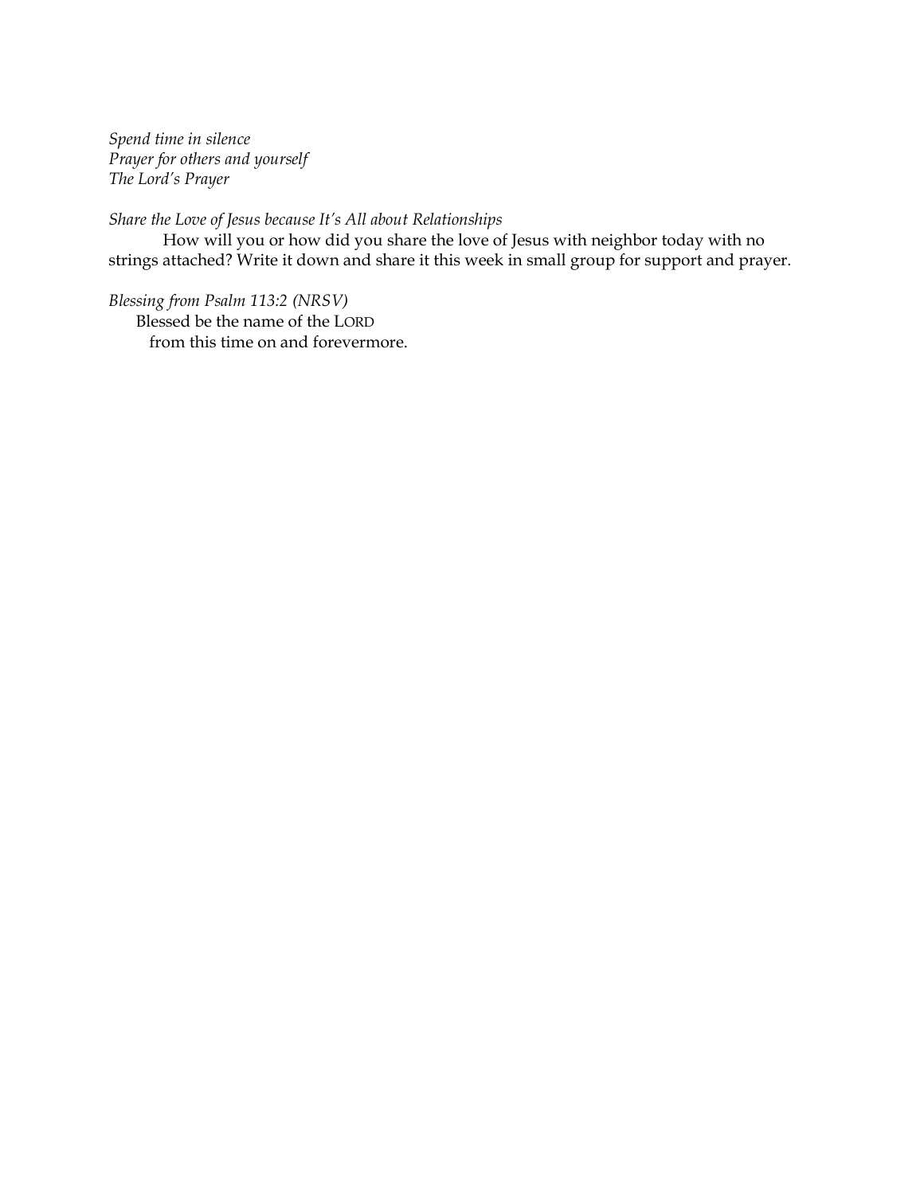*Spend time in silence*
*Prayer for others and yourself*
*The Lord's Prayer*

*Share the Love of Jesus because It's All about Relationships*

How will you or how did you share the love of Jesus with neighbor today with no strings attached? Write it down and share it this week in small group for support and prayer.

*Blessing from Psalm 113:2 (NRSV)*

Blessed be the name of the LORD
from this time on and forevermore.